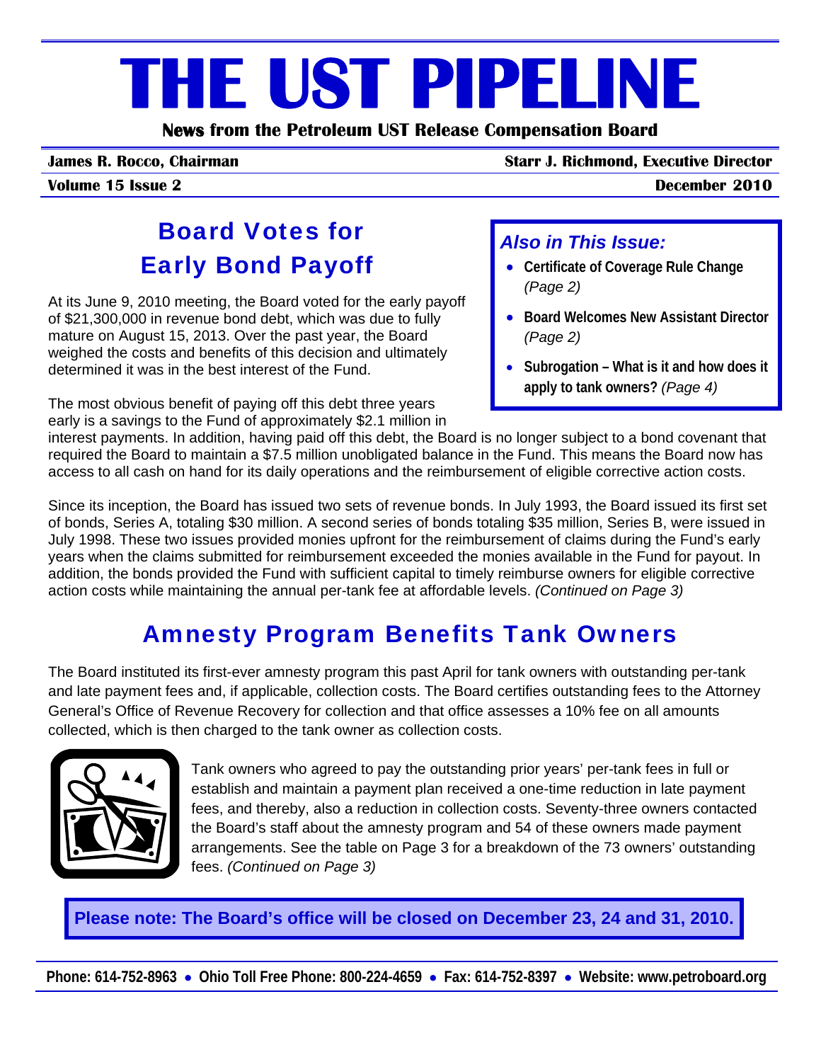# THE UST PIPELINE

**News from the Petroleum UST Release Compensation Board**

**James R. Rocco, Chairman** — **Starr J. Richmond, Executive Director**

**Volume 15 Issue 2** — **December 2010**

## Board Votes for Early Bond Payoff

At its June 9, 2010 meeting, the Board voted for the early payoff of $21,300,000 in revenue bond debt, which was due to fully mature on August 15, 2013. Over the past year, the Board weighed the costs and benefits of this decision and ultimately determined it was in the best interest of the Fund.

The most obvious benefit of paying off this debt three years early is a savings to the Fund of approximately $2.1 million in interest payments. In addition, having paid off this debt, the Board is no longer subject to a bond covenant that required the Board to maintain a $7.5 million unobligated balance in the Fund. This means the Board now has access to all cash on hand for its daily operations and the reimbursement of eligible corrective action costs.

Since its inception, the Board has issued two sets of revenue bonds. In July 1993, the Board issued its first set of bonds, Series A, totaling $30 million. A second series of bonds totaling $35 million, Series B, were issued in July 1998. These two issues provided monies upfront for the reimbursement of claims during the Fund's early years when the claims submitted for reimbursement exceeded the monies available in the Fund for payout. In addition, the bonds provided the Fund with sufficient capital to timely reimburse owners for eligible corrective action costs while maintaining the annual per-tank fee at affordable levels. *(Continued on Page 3)*

### *Also in This Issue:*

- **Certificate of Coverage Rule Change** *(Page 2)*
- **Board Welcomes New Assistant Director** *(Page 2)*
- **Subrogation – What is it and how does it apply to tank owners?** *(Page 4)*

## Amnesty Program Benefits Tank Owners

The Board instituted its first-ever amnesty program this past April for tank owners with outstanding per-tank and late payment fees and, if applicable, collection costs. The Board certifies outstanding fees to the Attorney General's Office of Revenue Recovery for collection and that office assesses a 10% fee on all amounts collected, which is then charged to the tank owner as collection costs.

Tank owners who agreed to pay the outstanding prior years' per-tank fees in full or establish and maintain a payment plan received a one-time reduction in late payment fees, and thereby, also a reduction in collection costs. Seventy-three owners contacted the Board's staff about the amnesty program and 54 of these owners made payment arrangements. See the table on Page 3 for a breakdown of the 73 owners' outstanding fees. *(Continued on Page 3)*

**Please note: The Board's office will be closed on December 23, 24 and 31, 2010.**

**Phone: 614-752-8963 • Ohio Toll Free Phone: 800-224-4659 • Fax: 614-752-8397 • Website: www.petroboard.org**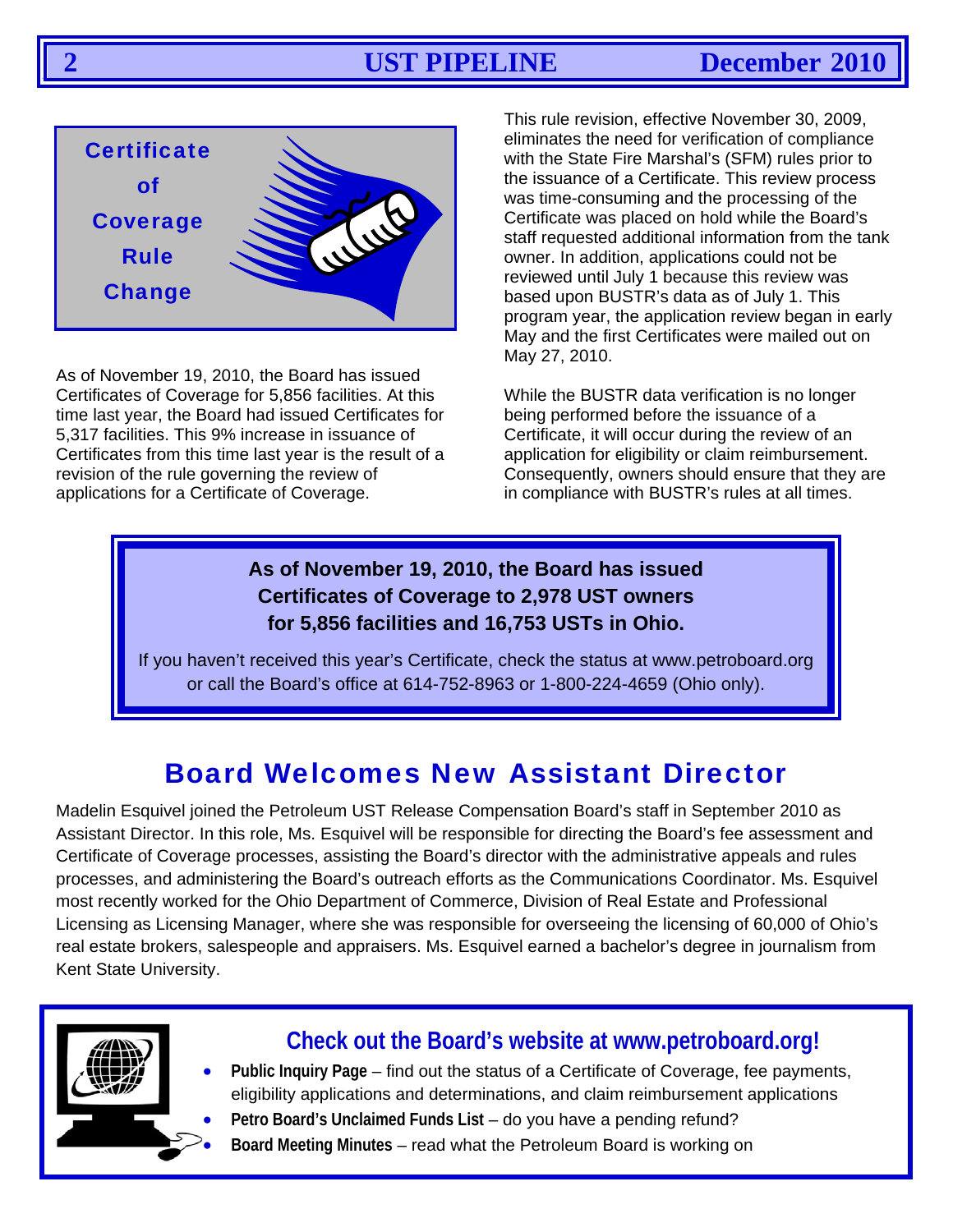## Certificate of Coverage Rule Change

As of November 19, 2010, the Board has issued Certificates of Coverage for 5,856 facilities. At this time last year, the Board had issued Certificates for 5,317 facilities. This 9% increase in issuance of Certificates from this time last year is the result of a revision of the rule governing the review of applications for a Certificate of Coverage.

This rule revision, effective November 30, 2009, eliminates the need for verification of compliance with the State Fire Marshal's (SFM) rules prior to the issuance of a Certificate. This review process was time-consuming and the processing of the Certificate was placed on hold while the Board's staff requested additional information from the tank owner. In addition, applications could not be reviewed until July 1 because this review was based upon BUSTR's data as of July 1. This program year, the application review began in early May and the first Certificates were mailed out on May 27, 2010.

While the BUSTR data verification is no longer being performed before the issuance of a Certificate, it will occur during the review of an application for eligibility or claim reimbursement. Consequently, owners should ensure that they are in compliance with BUSTR's rules at all times.

**As of November 19, 2010, the Board has issued Certificates of Coverage to 2,978 UST owners for 5,856 facilities and 16,753 USTs in Ohio.**

If you haven't received this year's Certificate, check the status at www.petroboard.org or call the Board's office at 614-752-8963 or 1-800-224-4659 (Ohio only).

## Board Welcomes New Assistant Director

Madelin Esquivel joined the Petroleum UST Release Compensation Board's staff in September 2010 as Assistant Director. In this role, Ms. Esquivel will be responsible for directing the Board's fee assessment and Certificate of Coverage processes, assisting the Board's director with the administrative appeals and rules processes, and administering the Board's outreach efforts as the Communications Coordinator. Ms. Esquivel most recently worked for the Ohio Department of Commerce, Division of Real Estate and Professional Licensing as Licensing Manager, where she was responsible for overseeing the licensing of 60,000 of Ohio's real estate brokers, salespeople and appraisers. Ms. Esquivel earned a bachelor's degree in journalism from Kent State University.

### Check out the Board's website at www.petroboard.org!

- **Public Inquiry Page** – find out the status of a Certificate of Coverage, fee payments, eligibility applications and determinations, and claim reimbursement applications
- **Petro Board's Unclaimed Funds List** – do you have a pending refund?
- **Board Meeting Minutes** – read what the Petroleum Board is working on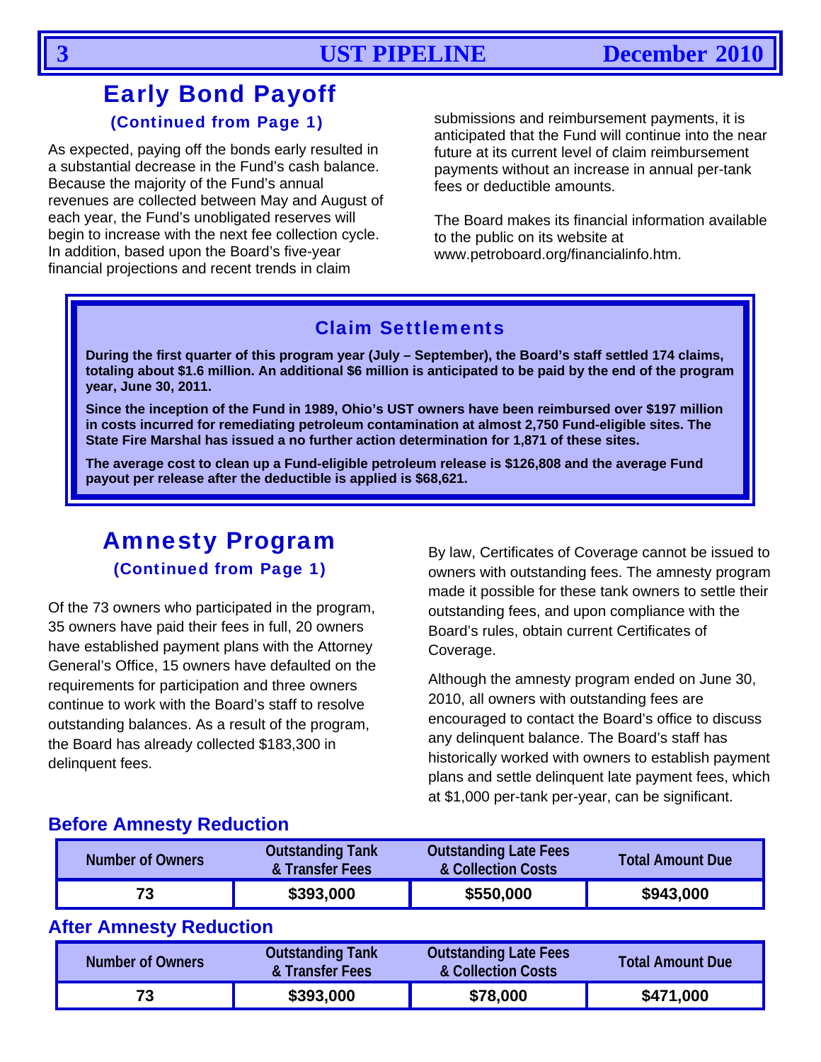## Early Bond Payoff

**(Continued from Page 1)**

As expected, paying off the bonds early resulted in a substantial decrease in the Fund's cash balance. Because the majority of the Fund's annual revenues are collected between May and August of each year, the Fund's unobligated reserves will begin to increase with the next fee collection cycle. In addition, based upon the Board's five-year financial projections and recent trends in claim submissions and reimbursement payments, it is anticipated that the Fund will continue into the near future at its current level of claim reimbursement payments without an increase in annual per-tank fees or deductible amounts.

The Board makes its financial information available to the public on its website at www.petroboard.org/financialinfo.htm.

### Claim Settlements

**During the first quarter of this program year (July – September), the Board's staff settled 174 claims, totaling about $1.6 million. An additional $6 million is anticipated to be paid by the end of the program year, June 30, 2011.**

**Since the inception of the Fund in 1989, Ohio's UST owners have been reimbursed over $197 million in costs incurred for remediating petroleum contamination at almost 2,750 Fund-eligible sites. The State Fire Marshal has issued a no further action determination for 1,871 of these sites.**

**The average cost to clean up a Fund-eligible petroleum release is $126,808 and the average Fund payout per release after the deductible is applied is $68,621.**

## Amnesty Program

**(Continued from Page 1)**

Of the 73 owners who participated in the program, 35 owners have paid their fees in full, 20 owners have established payment plans with the Attorney General's Office, 15 owners have defaulted on the requirements for participation and three owners continue to work with the Board's staff to resolve outstanding balances. As a result of the program, the Board has already collected $183,300 in delinquent fees.

By law, Certificates of Coverage cannot be issued to owners with outstanding fees. The amnesty program made it possible for these tank owners to settle their outstanding fees, and upon compliance with the Board's rules, obtain current Certificates of Coverage.

Although the amnesty program ended on June 30, 2010, all owners with outstanding fees are encouraged to contact the Board's office to discuss any delinquent balance. The Board's staff has historically worked with owners to establish payment plans and settle delinquent late payment fees, which at $1,000 per-tank per-year, can be significant.

### Before Amnesty Reduction

| Number of Owners | Outstanding Tank & Transfer Fees | Outstanding Late Fees & Collection Costs | Total Amount Due |
|---|---|---|---|
| 73 | $393,000 | $550,000 | $943,000 |

### After Amnesty Reduction

| Number of Owners | Outstanding Tank & Transfer Fees | Outstanding Late Fees & Collection Costs | Total Amount Due |
|---|---|---|---|
| 73 | $393,000 | $78,000 | $471,000 |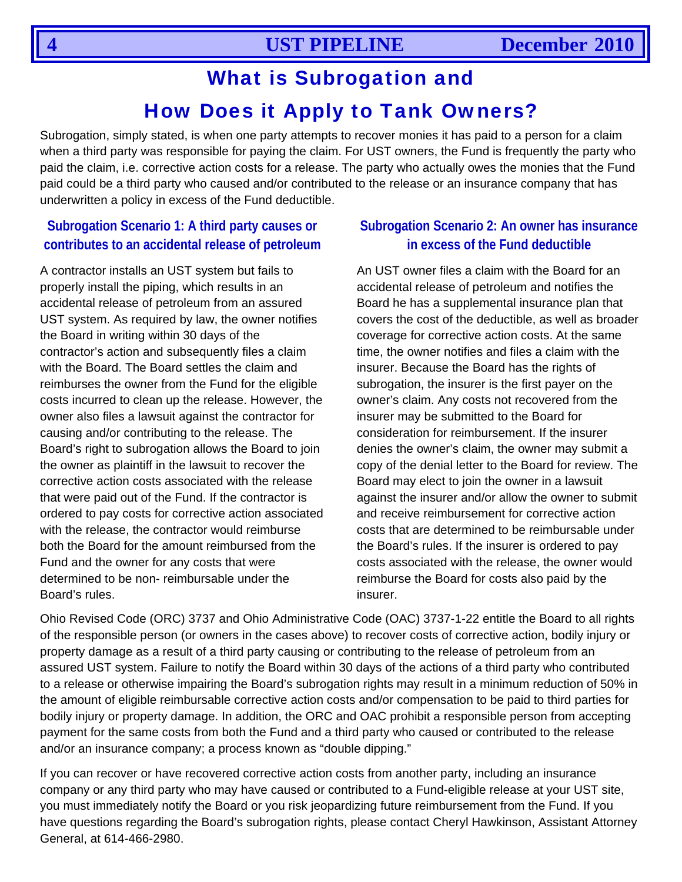# What is Subrogation and How Does it Apply to Tank Owners?

Subrogation, simply stated, is when one party attempts to recover monies it has paid to a person for a claim when a third party was responsible for paying the claim. For UST owners, the Fund is frequently the party who paid the claim, i.e. corrective action costs for a release. The party who actually owes the monies that the Fund paid could be a third party who caused and/or contributed to the release or an insurance company that has underwritten a policy in excess of the Fund deductible.

### Subrogation Scenario 1: A third party causes or contributes to an accidental release of petroleum

A contractor installs an UST system but fails to properly install the piping, which results in an accidental release of petroleum from an assured UST system. As required by law, the owner notifies the Board in writing within 30 days of the contractor's action and subsequently files a claim with the Board. The Board settles the claim and reimburses the owner from the Fund for the eligible costs incurred to clean up the release. However, the owner also files a lawsuit against the contractor for causing and/or contributing to the release. The Board's right to subrogation allows the Board to join the owner as plaintiff in the lawsuit to recover the corrective action costs associated with the release that were paid out of the Fund. If the contractor is ordered to pay costs for corrective action associated with the release, the contractor would reimburse both the Board for the amount reimbursed from the Fund and the owner for any costs that were determined to be non- reimbursable under the Board's rules.

### Subrogation Scenario 2: An owner has insurance in excess of the Fund deductible

An UST owner files a claim with the Board for an accidental release of petroleum and notifies the Board he has a supplemental insurance plan that covers the cost of the deductible, as well as broader coverage for corrective action costs. At the same time, the owner notifies and files a claim with the insurer. Because the Board has the rights of subrogation, the insurer is the first payer on the owner's claim. Any costs not recovered from the insurer may be submitted to the Board for consideration for reimbursement. If the insurer denies the owner's claim, the owner may submit a copy of the denial letter to the Board for review. The Board may elect to join the owner in a lawsuit against the insurer and/or allow the owner to submit and receive reimbursement for corrective action costs that are determined to be reimbursable under the Board's rules. If the insurer is ordered to pay costs associated with the release, the owner would reimburse the Board for costs also paid by the insurer.

Ohio Revised Code (ORC) 3737 and Ohio Administrative Code (OAC) 3737-1-22 entitle the Board to all rights of the responsible person (or owners in the cases above) to recover costs of corrective action, bodily injury or property damage as a result of a third party causing or contributing to the release of petroleum from an assured UST system. Failure to notify the Board within 30 days of the actions of a third party who contributed to a release or otherwise impairing the Board's subrogation rights may result in a minimum reduction of 50% in the amount of eligible reimbursable corrective action costs and/or compensation to be paid to third parties for bodily injury or property damage. In addition, the ORC and OAC prohibit a responsible person from accepting payment for the same costs from both the Fund and a third party who caused or contributed to the release and/or an insurance company; a process known as "double dipping."

If you can recover or have recovered corrective action costs from another party, including an insurance company or any third party who may have caused or contributed to a Fund-eligible release at your UST site, you must immediately notify the Board or you risk jeopardizing future reimbursement from the Fund. If you have questions regarding the Board's subrogation rights, please contact Cheryl Hawkinson, Assistant Attorney General, at 614-466-2980.